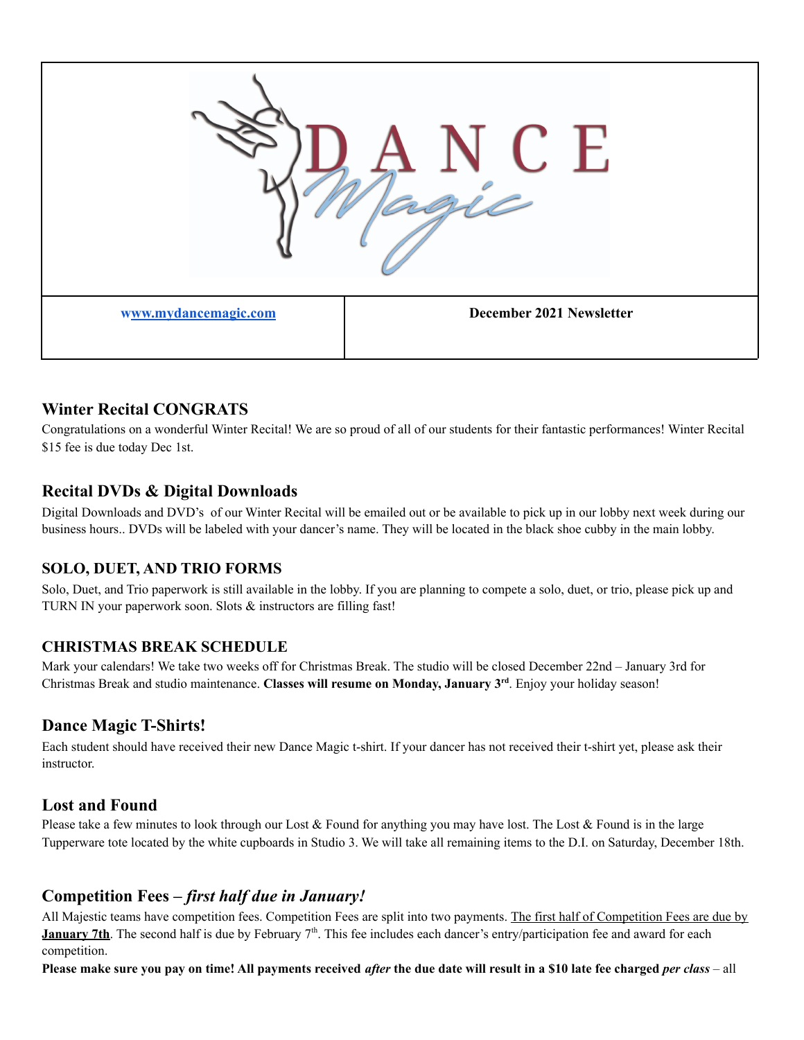| www.mydancemagic.com | **December 2021 Newsletter** |
| --- | --- |

## Winter Recital CONGRATS

Congratulations on a wonderful Winter Recital! We are so proud of all of our students for their fantastic performances! Winter Recital $15 fee is due today Dec 1st.

## Recital DVDs & Digital Downloads

Digital Downloads and DVD's of our Winter Recital will be emailed out or be available to pick up in our lobby next week during our business hours.. DVDs will be labeled with your dancer's name. They will be located in the black shoe cubby in the main lobby.

### SOLO, DUET, AND TRIO FORMS

Solo, Duet, and Trio paperwork is still available in the lobby. If you are planning to compete a solo, duet, or trio, please pick up and TURN IN your paperwork soon. Slots & instructors are filling fast!

### CHRISTMAS BREAK SCHEDULE

Mark your calendars! We take two weeks off for Christmas Break. The studio will be closed December 22nd – January 3rd for Christmas Break and studio maintenance. **Classes will resume on Monday, January 3rd**. Enjoy your holiday season!

## Dance Magic T-Shirts!

Each student should have received their new Dance Magic t-shirt. If your dancer has not received their t-shirt yet, please ask their instructor.

## Lost and Found

Please take a few minutes to look through our Lost & Found for anything you may have lost. The Lost & Found is in the large Tupperware tote located by the white cupboards in Studio 3. We will take all remaining items to the D.I. on Saturday, December 18th.

## Competition Fees – *first half due in January!*

All Majestic teams have competition fees. Competition Fees are split into two payments. The first half of Competition Fees are due by **January 7th**. The second half is due by February 7th. This fee includes each dancer's entry/participation fee and award for each competition.

**Please make sure you pay on time! All payments received *after* the due date will result in a $10 late fee charged *per class*** – all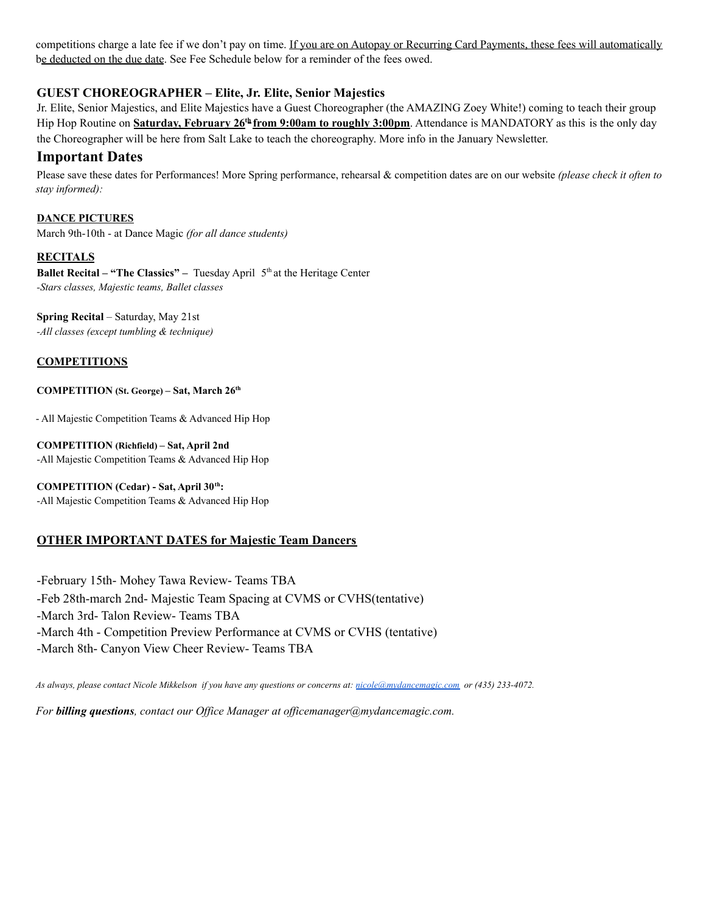competitions charge a late fee if we don't pay on time. If you are on Autopay or Recurring Card Payments, these fees will automatically be deducted on the due date. See Fee Schedule below for a reminder of the fees owed.

### GUEST CHOREOGRAPHER – Elite, Jr. Elite, Senior Majestics

Jr. Elite, Senior Majestics, and Elite Majestics have a Guest Choreographer (the AMAZING Zoey White!) coming to teach their group Hip Hop Routine on **Saturday, February 26th from 9:00am to roughly 3:00pm**. Attendance is MANDATORY as this is the only day the Choreographer will be here from Salt Lake to teach the choreography. More info in the January Newsletter.

## Important Dates

Please save these dates for Performances! More Spring performance, rehearsal & competition dates are on our website *(please check it often to stay informed):*

**DANCE PICTURES**

March 9th-10th - at Dance Magic *(for all dance students)*

**RECITALS**

**Ballet Recital – "The Classics" –** Tuesday April 5th at the Heritage Center
*-Stars classes, Majestic teams, Ballet classes*

**Spring Recital** – Saturday, May 21st
*-All classes (except tumbling & technique)*

**COMPETITIONS**

**COMPETITION (St. George) – Sat, March 26th**

- All Majestic Competition Teams & Advanced Hip Hop

**COMPETITION (Richfield) – Sat, April 2nd**
-All Majestic Competition Teams & Advanced Hip Hop

**COMPETITION (Cedar) - Sat, April 30th:**
-All Majestic Competition Teams & Advanced Hip Hop

**OTHER IMPORTANT DATES for Majestic Team Dancers**

-February 15th- Mohey Tawa Review- Teams TBA
-Feb 28th-march 2nd- Majestic Team Spacing at CVMS or CVHS(tentative)
-March 3rd- Talon Review- Teams TBA
-March 4th - Competition Preview Performance at CVMS or CVHS (tentative)
-March 8th- Canyon View Cheer Review- Teams TBA

*As always, please contact Nicole Mikkelson if you have any questions or concerns at: nicole@mydancemagic.com or (435) 233-4072.*

*For **billing questions**, contact our Office Manager at officemanager@mydancemagic.com.*